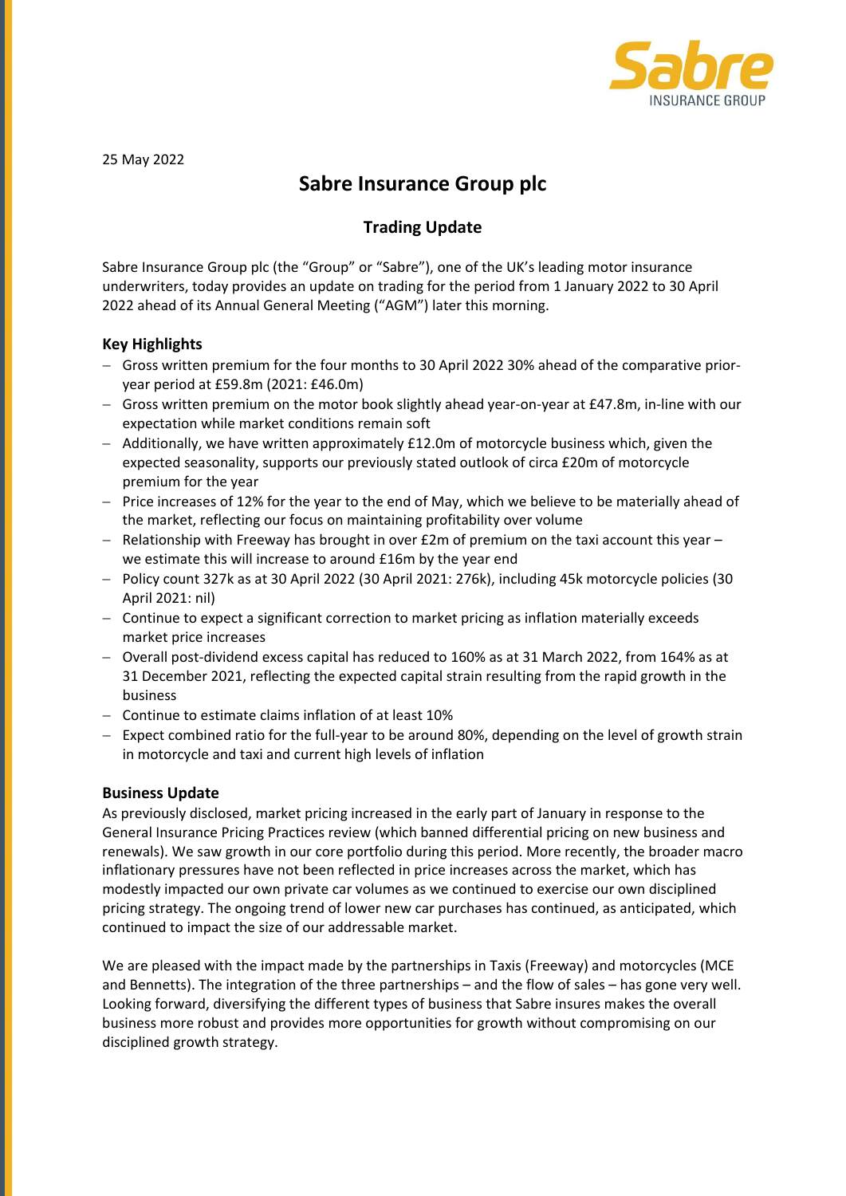25 May 2022

# Sabre Insurance Group plc

## Trading Update

Sabre Insurance Group plc (the "Group" or "Sabre"), one of the UK's leading motor insurance underwriters, today provides an update on trading for the period from 1 January 2022 to 30 April 2022 ahead of its Annual General Meeting ("AGM") later this morning.

### Key Highlights

- Gross written premium for the four months to 30 April 2022 30% ahead of the comparative prior-year period at £59.8m (2021: £46.0m)
- Gross written premium on the motor book slightly ahead year-on-year at £47.8m, in-line with our expectation while market conditions remain soft
- Additionally, we have written approximately £12.0m of motorcycle business which, given the expected seasonality, supports our previously stated outlook of circa £20m of motorcycle premium for the year
- Price increases of 12% for the year to the end of May, which we believe to be materially ahead of the market, reflecting our focus on maintaining profitability over volume
- Relationship with Freeway has brought in over £2m of premium on the taxi account this year – we estimate this will increase to around £16m by the year end
- Policy count 327k as at 30 April 2022 (30 April 2021: 276k), including 45k motorcycle policies (30 April 2021: nil)
- Continue to expect a significant correction to market pricing as inflation materially exceeds market price increases
- Overall post-dividend excess capital has reduced to 160% as at 31 March 2022, from 164% as at 31 December 2021, reflecting the expected capital strain resulting from the rapid growth in the business
- Continue to estimate claims inflation of at least 10%
- Expect combined ratio for the full-year to be around 80%, depending on the level of growth strain in motorcycle and taxi and current high levels of inflation

### Business Update

As previously disclosed, market pricing increased in the early part of January in response to the General Insurance Pricing Practices review (which banned differential pricing on new business and renewals). We saw growth in our core portfolio during this period. More recently, the broader macro inflationary pressures have not been reflected in price increases across the market, which has modestly impacted our own private car volumes as we continued to exercise our own disciplined pricing strategy. The ongoing trend of lower new car purchases has continued, as anticipated, which continued to impact the size of our addressable market.

We are pleased with the impact made by the partnerships in Taxis (Freeway) and motorcycles (MCE and Bennetts). The integration of the three partnerships – and the flow of sales – has gone very well. Looking forward, diversifying the different types of business that Sabre insures makes the overall business more robust and provides more opportunities for growth without compromising on our disciplined growth strategy.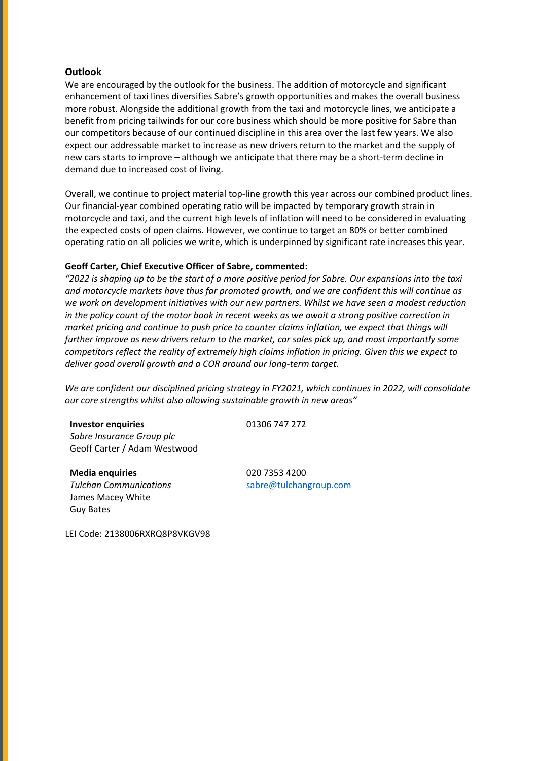## Outlook

We are encouraged by the outlook for the business. The addition of motorcycle and significant enhancement of taxi lines diversifies Sabre's growth opportunities and makes the overall business more robust. Alongside the additional growth from the taxi and motorcycle lines, we anticipate a benefit from pricing tailwinds for our core business which should be more positive for Sabre than our competitors because of our continued discipline in this area over the last few years. We also expect our addressable market to increase as new drivers return to the market and the supply of new cars starts to improve – although we anticipate that there may be a short-term decline in demand due to increased cost of living.

Overall, we continue to project material top-line growth this year across our combined product lines. Our financial-year combined operating ratio will be impacted by temporary growth strain in motorcycle and taxi, and the current high levels of inflation will need to be considered in evaluating the expected costs of open claims. However, we continue to target an 80% or better combined operating ratio on all policies we write, which is underpinned by significant rate increases this year.

**Geoff Carter, Chief Executive Officer of Sabre, commented:**

*"2022 is shaping up to be the start of a more positive period for Sabre. Our expansions into the taxi and motorcycle markets have thus far promoted growth, and we are confident this will continue as we work on development initiatives with our new partners. Whilst we have seen a modest reduction in the policy count of the motor book in recent weeks as we await a strong positive correction in market pricing and continue to push price to counter claims inflation, we expect that things will further improve as new drivers return to the market, car sales pick up, and most importantly some competitors reflect the reality of extremely high claims inflation in pricing. Given this we expect to deliver good overall growth and a COR around our long-term target.*

*We are confident our disciplined pricing strategy in FY2021, which continues in 2022, will consolidate our core strengths whilst also allowing sustainable growth in new areas"*

| | |
|---|---|
| **Investor enquiries** | 01306 747 272 |
| *Sabre Insurance Group plc* | |
| Geoff Carter / Adam Westwood | |
| | |
| **Media enquiries** | 020 7353 4200 |
| *Tulchan Communications* | sabre@tulchangroup.com |
| James Macey White | |
| Guy Bates | |

LEI Code: 2138006RXRQ8P8VKGV98